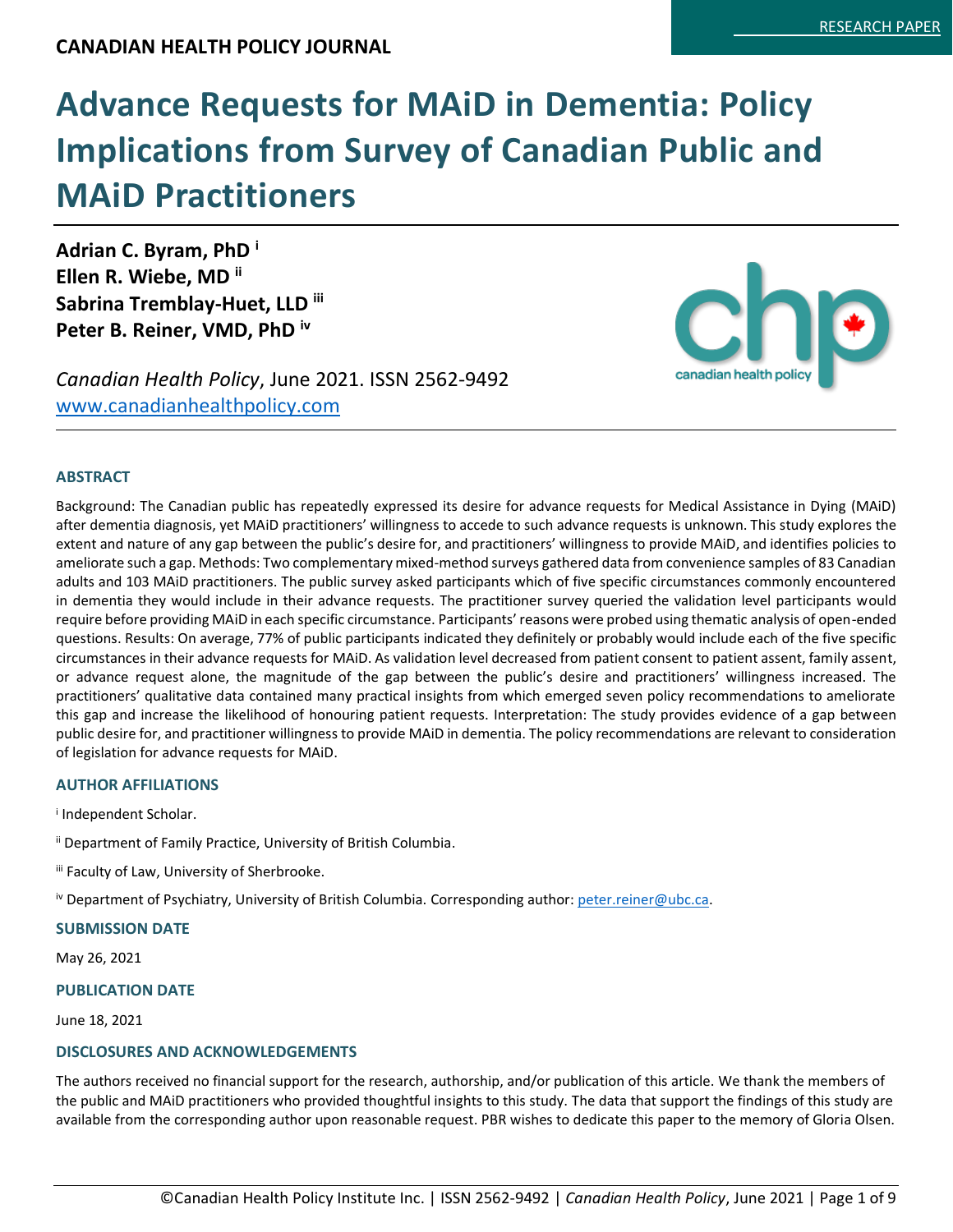CANADIAN HEALTH POLICY JOURNAL

RESEARCH PAPER

# Advance Requests for MAiD in Dementia: Policy Implications from Survey of Canadian Public and MAiD Practitioners

**Adrian C. Byram, PhD [i]**
**Ellen R. Wiebe, MD [ii]**
**Sabrina Tremblay-Huet, LLD [iii]**
**Peter B. Reiner, VMD, PhD [iv]**

*Canadian Health Policy*, June 2021. ISSN 2562-9492
www.canadianhealthpolicy.com

### ABSTRACT

Background: The Canadian public has repeatedly expressed its desire for advance requests for Medical Assistance in Dying (MAiD) after dementia diagnosis, yet MAiD practitioners' willingness to accede to such advance requests is unknown. This study explores the extent and nature of any gap between the public's desire for, and practitioners' willingness to provide MAiD, and identifies policies to ameliorate such a gap. Methods: Two complementary mixed-method surveys gathered data from convenience samples of 83 Canadian adults and 103 MAiD practitioners. The public survey asked participants which of five specific circumstances commonly encountered in dementia they would include in their advance requests. The practitioner survey queried the validation level participants would require before providing MAiD in each specific circumstance. Participants' reasons were probed using thematic analysis of open-ended questions. Results: On average, 77% of public participants indicated they definitely or probably would include each of the five specific circumstances in their advance requests for MAiD. As validation level decreased from patient consent to patient assent, family assent, or advance request alone, the magnitude of the gap between the public's desire and practitioners' willingness increased. The practitioners' qualitative data contained many practical insights from which emerged seven policy recommendations to ameliorate this gap and increase the likelihood of honouring patient requests. Interpretation: The study provides evidence of a gap between public desire for, and practitioner willingness to provide MAiD in dementia. The policy recommendations are relevant to consideration of legislation for advance requests for MAiD.

### AUTHOR AFFILIATIONS

[i] Independent Scholar.

[ii] Department of Family Practice, University of British Columbia.

[iii] Faculty of Law, University of Sherbrooke.

[iv] Department of Psychiatry, University of British Columbia. Corresponding author: peter.reiner@ubc.ca.

### SUBMISSION DATE

May 26, 2021

### PUBLICATION DATE

June 18, 2021

### DISCLOSURES AND ACKNOWLEDGEMENTS

The authors received no financial support for the research, authorship, and/or publication of this article. We thank the members of the public and MAiD practitioners who provided thoughtful insights to this study. The data that support the findings of this study are available from the corresponding author upon reasonable request. PBR wishes to dedicate this paper to the memory of Gloria Olsen.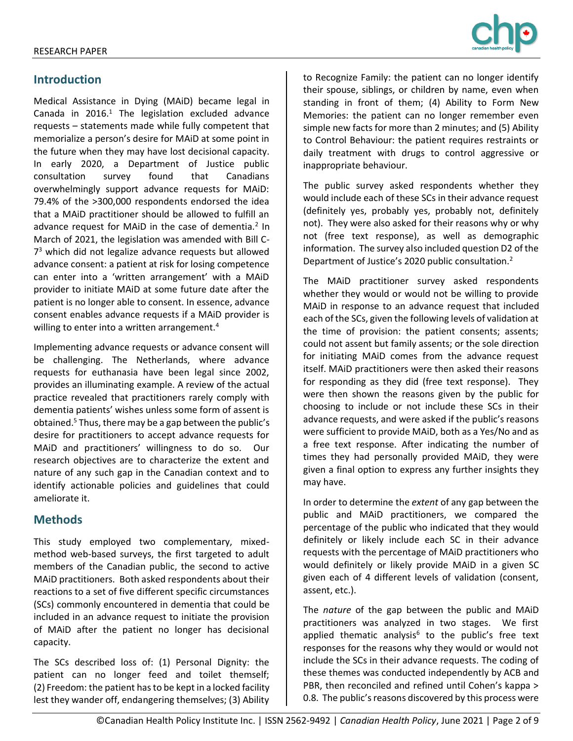## Introduction

Medical Assistance in Dying (MAiD) became legal in Canada in 2016.[1] The legislation excluded advance requests – statements made while fully competent that memorialize a person's desire for MAiD at some point in the future when they may have lost decisional capacity. In early 2020, a Department of Justice public consultation survey found that Canadians overwhelmingly support advance requests for MAiD: 79.4% of the >300,000 respondents endorsed the idea that a MAiD practitioner should be allowed to fulfill an advance request for MAiD in the case of dementia.[2] In March of 2021, the legislation was amended with Bill C-7[3] which did not legalize advance requests but allowed advance consent: a patient at risk for losing competence can enter into a 'written arrangement' with a MAiD provider to initiate MAiD at some future date after the patient is no longer able to consent. In essence, advance consent enables advance requests if a MAiD provider is willing to enter into a written arrangement.[4]

Implementing advance requests or advance consent will be challenging. The Netherlands, where advance requests for euthanasia have been legal since 2002, provides an illuminating example. A review of the actual practice revealed that practitioners rarely comply with dementia patients' wishes unless some form of assent is obtained.[5] Thus, there may be a gap between the public's desire for practitioners to accept advance requests for MAiD and practitioners' willingness to do so. Our research objectives are to characterize the extent and nature of any such gap in the Canadian context and to identify actionable policies and guidelines that could ameliorate it.

## Methods

This study employed two complementary, mixed-method web-based surveys, the first targeted to adult members of the Canadian public, the second to active MAiD practitioners. Both asked respondents about their reactions to a set of five different specific circumstances (SCs) commonly encountered in dementia that could be included in an advance request to initiate the provision of MAiD after the patient no longer has decisional capacity.

The SCs described loss of: (1) Personal Dignity: the patient can no longer feed and toilet themself; (2) Freedom: the patient has to be kept in a locked facility lest they wander off, endangering themselves; (3) Ability to Recognize Family: the patient can no longer identify their spouse, siblings, or children by name, even when standing in front of them; (4) Ability to Form New Memories: the patient can no longer remember even simple new facts for more than 2 minutes; and (5) Ability to Control Behaviour: the patient requires restraints or daily treatment with drugs to control aggressive or inappropriate behaviour.

The public survey asked respondents whether they would include each of these SCs in their advance request (definitely yes, probably yes, probably not, definitely not). They were also asked for their reasons why or why not (free text response), as well as demographic information. The survey also included question D2 of the Department of Justice's 2020 public consultation.[2]

The MAiD practitioner survey asked respondents whether they would or would not be willing to provide MAiD in response to an advance request that included each of the SCs, given the following levels of validation at the time of provision: the patient consents; assents; could not assent but family assents; or the sole direction for initiating MAiD comes from the advance request itself. MAiD practitioners were then asked their reasons for responding as they did (free text response). They were then shown the reasons given by the public for choosing to include or not include these SCs in their advance requests, and were asked if the public's reasons were sufficient to provide MAiD, both as a Yes/No and as a free text response. After indicating the number of times they had personally provided MAiD, they were given a final option to express any further insights they may have.

In order to determine the *extent* of any gap between the public and MAiD practitioners, we compared the percentage of the public who indicated that they would definitely or likely include each SC in their advance requests with the percentage of MAiD practitioners who would definitely or likely provide MAiD in a given SC given each of 4 different levels of validation (consent, assent, etc.).

The *nature* of the gap between the public and MAiD practitioners was analyzed in two stages. We first applied thematic analysis[6] to the public's free text responses for the reasons why they would or would not include the SCs in their advance requests. The coding of these themes was conducted independently by ACB and PBR, then reconciled and refined until Cohen's kappa > 0.8. The public's reasons discovered by this process were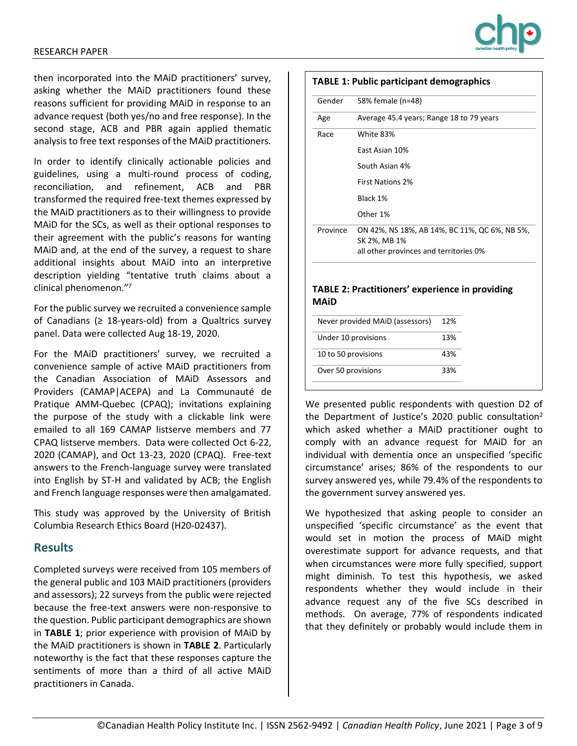then incorporated into the MAiD practitioners' survey, asking whether the MAiD practitioners found these reasons sufficient for providing MAiD in response to an advance request (both yes/no and free response). In the second stage, ACB and PBR again applied thematic analysis to free text responses of the MAiD practitioners.

In order to identify clinically actionable policies and guidelines, using a multi-round process of coding, reconciliation, and refinement, ACB and PBR transformed the required free-text themes expressed by the MAiD practitioners as to their willingness to provide MAiD for the SCs, as well as their optional responses to their agreement with the public's reasons for wanting MAiD and, at the end of the survey, a request to share additional insights about MAiD into an interpretive description yielding "tentative truth claims about a clinical phenomenon."[7]

For the public survey we recruited a convenience sample of Canadians (≥ 18-years-old) from a Qualtrics survey panel. Data were collected Aug 18-19, 2020.

For the MAiD practitioners' survey, we recruited a convenience sample of active MAiD practitioners from the Canadian Association of MAiD Assessors and Providers (CAMAP|ACEPA) and La Communauté de Pratique AMM-Quebec (CPAQ); invitations explaining the purpose of the study with a clickable link were emailed to all 169 CAMAP listserve members and 77 CPAQ listserve members. Data were collected Oct 6-22, 2020 (CAMAP), and Oct 13-23, 2020 (CPAQ). Free-text answers to the French-language survey were translated into English by ST-H and validated by ACB; the English and French language responses were then amalgamated.

This study was approved by the University of British Columbia Research Ethics Board (H20-02437).

## Results

Completed surveys were received from 105 members of the general public and 103 MAiD practitioners (providers and assessors); 22 surveys from the public were rejected because the free-text answers were non-responsive to the question. Public participant demographics are shown in **TABLE 1**; prior experience with provision of MAiD by the MAiD practitioners is shown in **TABLE 2**. Particularly noteworthy is the fact that these responses capture the sentiments of more than a third of all active MAiD practitioners in Canada.

**TABLE 1: Public participant demographics**

| | |
|---|---|
| Gender | 58% female (n=48) |
| Age | Average 45.4 years; Range 18 to 79 years |
| Race | White 83% |
| | East Asian 10% |
| | South Asian 4% |
| | First Nations 2% |
| | Black 1% |
| | Other 1% |
| Province | ON 42%, NS 18%, AB 14%, BC 11%, QC 6%, NB 5%, SK 2%, MB 1%<br>all other provinces and territories 0% |

**TABLE 2: Practitioners' experience in providing MAiD**

| | |
|---|---|
| Never provided MAiD (assessors) | 12% |
| Under 10 provisions | 13% |
| 10 to 50 provisions | 43% |
| Over 50 provisions | 33% |

We presented public respondents with question D2 of the Department of Justice's 2020 public consultation[2] which asked whether a MAiD practitioner ought to comply with an advance request for MAiD for an individual with dementia once an unspecified 'specific circumstance' arises; 86% of the respondents to our survey answered yes, while 79.4% of the respondents to the government survey answered yes.

We hypothesized that asking people to consider an unspecified 'specific circumstance' as the event that would set in motion the process of MAiD might overestimate support for advance requests, and that when circumstances were more fully specified, support might diminish. To test this hypothesis, we asked respondents whether they would include in their advance request any of the five SCs described in methods. On average, 77% of respondents indicated that they definitely or probably would include them in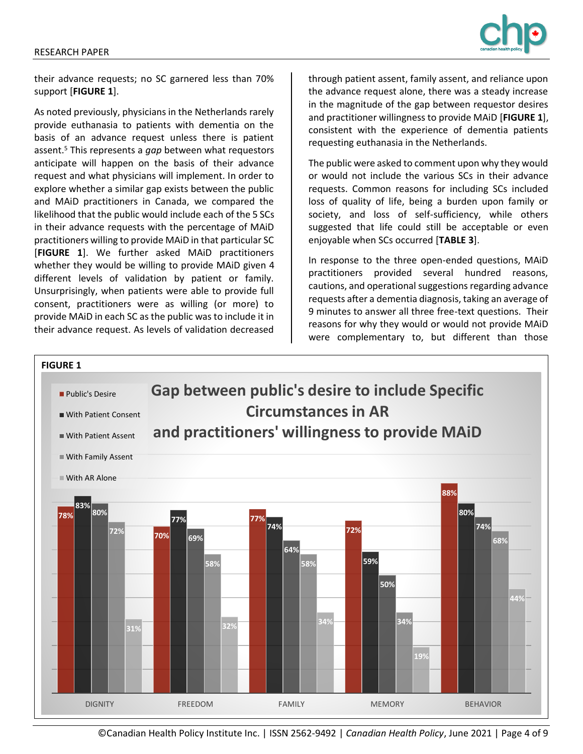their advance requests; no SC garnered less than 70% support [**FIGURE 1**].

As noted previously, physicians in the Netherlands rarely provide euthanasia to patients with dementia on the basis of an advance request unless there is patient assent.[5] This represents a *gap* between what requestors anticipate will happen on the basis of their advance request and what physicians will implement. In order to explore whether a similar gap exists between the public and MAiD practitioners in Canada, we compared the likelihood that the public would include each of the 5 SCs in their advance requests with the percentage of MAiD practitioners willing to provide MAiD in that particular SC [**FIGURE 1**]. We further asked MAiD practitioners whether they would be willing to provide MAiD given 4 different levels of validation by patient or family. Unsurprisingly, when patients were able to provide full consent, practitioners were as willing (or more) to provide MAiD in each SC as the public was to include it in their advance request. As levels of validation decreased through patient assent, family assent, and reliance upon the advance request alone, there was a steady increase in the magnitude of the gap between requestor desires and practitioner willingness to provide MAiD [**FIGURE 1**], consistent with the experience of dementia patients requesting euthanasia in the Netherlands.

The public were asked to comment upon why they would or would not include the various SCs in their advance requests. Common reasons for including SCs included loss of quality of life, being a burden upon family or society, and loss of self-sufficiency, while others suggested that life could still be acceptable or even enjoyable when SCs occurred [**TABLE 3**].

In response to the three open-ended questions, MAiD practitioners provided several hundred reasons, cautions, and operational suggestions regarding advance requests after a dementia diagnosis, taking an average of 9 minutes to answer all three free-text questions. Their reasons for why they would or would not provide MAiD were complementary to, but different than those

**FIGURE 1**

**Gap between public's desire to include Specific Circumstances in AR and practitioners' willingness to provide MAiD**

| | DIGNITY | FREEDOM | FAMILY | MEMORY | BEHAVIOR |
|---|---|---|---|---|---|
| Public's Desire | 78% | 70% | 77% | 72% | 88% |
| With Patient Consent | 83% | 77% | 74% | 59% | 80% |
| With Patient Assent | 80% | 69% | 64% | 50% | 74% |
| With Family Assent | 72% | 58% | 58% | 34% | 68% |
| With AR Alone | 31% | 32% | 34% | 19% | 44% |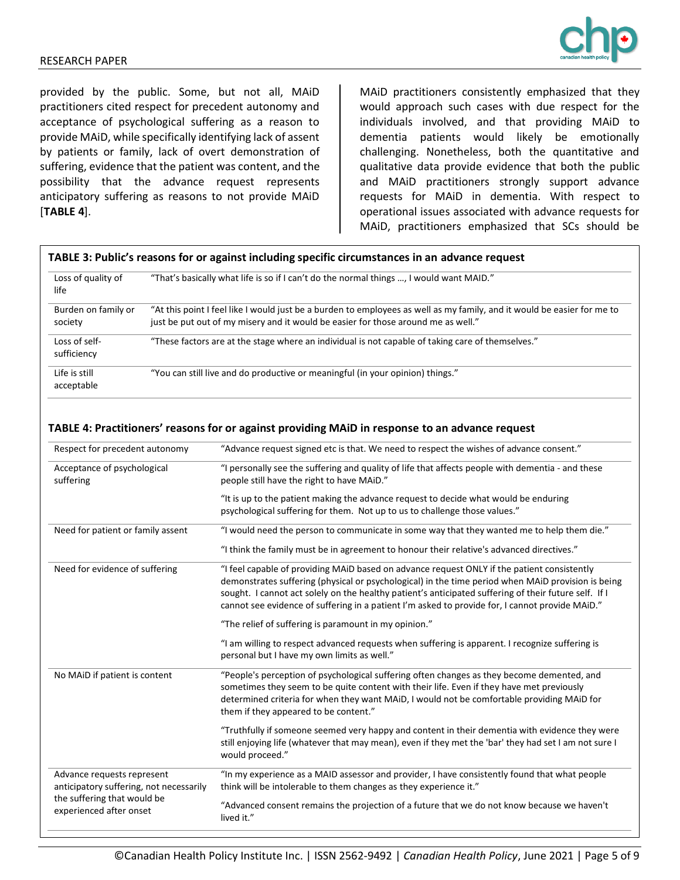provided by the public. Some, but not all, MAiD practitioners cited respect for precedent autonomy and acceptance of psychological suffering as a reason to provide MAiD, while specifically identifying lack of assent by patients or family, lack of overt demonstration of suffering, evidence that the patient was content, and the possibility that the advance request represents anticipatory suffering as reasons to not provide MAiD [**TABLE 4**].

MAiD practitioners consistently emphasized that they would approach such cases with due respect for the individuals involved, and that providing MAiD to dementia patients would likely be emotionally challenging. Nonetheless, both the quantitative and qualitative data provide evidence that both the public and MAiD practitioners strongly support advance requests for MAiD in dementia. With respect to operational issues associated with advance requests for MAiD, practitioners emphasized that SCs should be

**TABLE 3: Public's reasons for or against including specific circumstances in an advance request**

| | |
|---|---|
| Loss of quality of life | "That's basically what life is so if I can't do the normal things …, I would want MAID." |
| Burden on family or society | "At this point I feel like I would just be a burden to employees as well as my family, and it would be easier for me to just be put out of my misery and it would be easier for those around me as well." |
| Loss of self-sufficiency | "These factors are at the stage where an individual is not capable of taking care of themselves." |
| Life is still acceptable | "You can still live and do productive or meaningful (in your opinion) things." |

**TABLE 4: Practitioners' reasons for or against providing MAiD in response to an advance request**

| | |
|---|---|
| Respect for precedent autonomy | "Advance request signed etc is that. We need to respect the wishes of advance consent." |
| Acceptance of psychological suffering | "I personally see the suffering and quality of life that affects people with dementia - and these people still have the right to have MAiD." |
| | "It is up to the patient making the advance request to decide what would be enduring psychological suffering for them. Not up to us to challenge those values." |
| Need for patient or family assent | "I would need the person to communicate in some way that they wanted me to help them die." |
| | "I think the family must be in agreement to honour their relative's advanced directives." |
| Need for evidence of suffering | "I feel capable of providing MAiD based on advance request ONLY if the patient consistently demonstrates suffering (physical or psychological) in the time period when MAiD provision is being sought. I cannot act solely on the healthy patient's anticipated suffering of their future self. If I cannot see evidence of suffering in a patient I'm asked to provide for, I cannot provide MAiD." |
| | "The relief of suffering is paramount in my opinion." |
| | "I am willing to respect advanced requests when suffering is apparent. I recognize suffering is personal but I have my own limits as well." |
| No MAiD if patient is content | "People's perception of psychological suffering often changes as they become demented, and sometimes they seem to be quite content with their life. Even if they have met previously determined criteria for when they want MAiD, I would not be comfortable providing MAiD for them if they appeared to be content." |
| | "Truthfully if someone seemed very happy and content in their dementia with evidence they were still enjoying life (whatever that may mean), even if they met the 'bar' they had set I am not sure I would proceed." |
| Advance requests represent anticipatory suffering, not necessarily the suffering that would be experienced after onset | "In my experience as a MAID assessor and provider, I have consistently found that what people think will be intolerable to them changes as they experience it." |
| | "Advanced consent remains the projection of a future that we do not know because we haven't lived it." |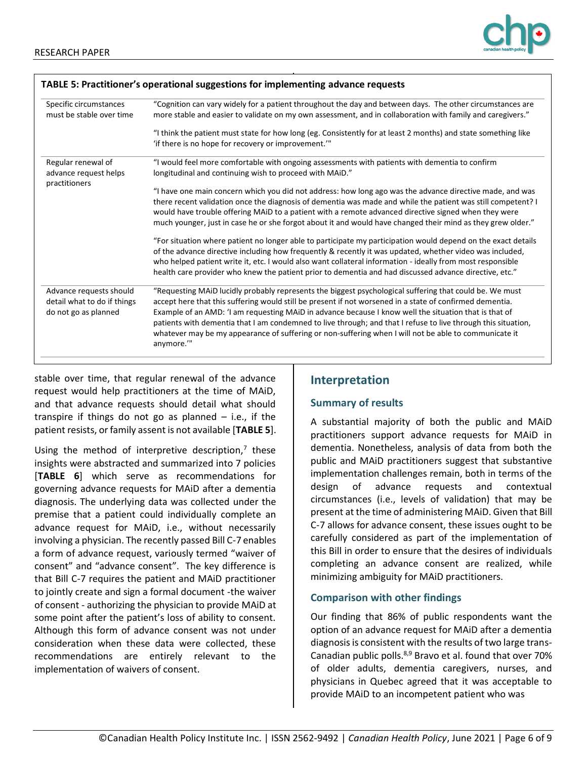**TABLE 5: Practitioner's operational suggestions for implementing advance requests**

| | |
|---|---|
| Specific circumstances must be stable over time | "Cognition can vary widely for a patient throughout the day and between days. The other circumstances are more stable and easier to validate on my own assessment, and in collaboration with family and caregivers." |
| | "I think the patient must state for how long (eg. Consistently for at least 2 months) and state something like 'if there is no hope for recovery or improvement.'" |
| Regular renewal of advance request helps practitioners | "I would feel more comfortable with ongoing assessments with patients with dementia to confirm longitudinal and continuing wish to proceed with MAiD." |
| | "I have one main concern which you did not address: how long ago was the advance directive made, and was there recent validation once the diagnosis of dementia was made and while the patient was still competent? I would have trouble offering MAiD to a patient with a remote advanced directive signed when they were much younger, just in case he or she forgot about it and would have changed their mind as they grew older." |
| | "For situation where patient no longer able to participate my participation would depend on the exact details of the advance directive including how frequently & recently it was updated, whether video was included, who helped patient write it, etc. I would also want collateral information - ideally from most responsible health care provider who knew the patient prior to dementia and had discussed advance directive, etc." |
| Advance requests should detail what to do if things do not go as planned | "Requesting MAiD lucidly probably represents the biggest psychological suffering that could be. We must accept here that this suffering would still be present if not worsened in a state of confirmed dementia. Example of an AMD: 'I am requesting MAiD in advance because I know well the situation that is that of patients with dementia that I am condemned to live through; and that I refuse to live through this situation, whatever may be my appearance of suffering or non-suffering when I will not be able to communicate it anymore.'" |

stable over time, that regular renewal of the advance request would help practitioners at the time of MAiD, and that advance requests should detail what should transpire if things do not go as planned – i.e., if the patient resists, or family assent is not available [**TABLE 5**].

Using the method of interpretive description,[7] these insights were abstracted and summarized into 7 policies [**TABLE 6**] which serve as recommendations for governing advance requests for MAiD after a dementia diagnosis. The underlying data was collected under the premise that a patient could individually complete an advance request for MAiD, i.e., without necessarily involving a physician. The recently passed Bill C-7 enables a form of advance request, variously termed "waiver of consent" and "advance consent". The key difference is that Bill C-7 requires the patient and MAiD practitioner to jointly create and sign a formal document -the waiver of consent - authorizing the physician to provide MAiD at some point after the patient's loss of ability to consent. Although this form of advance consent was not under consideration when these data were collected, these recommendations are entirely relevant to the implementation of waivers of consent.

## Interpretation

### Summary of results

A substantial majority of both the public and MAiD practitioners support advance requests for MAiD in dementia. Nonetheless, analysis of data from both the public and MAiD practitioners suggest that substantive implementation challenges remain, both in terms of the design of advance requests and contextual circumstances (i.e., levels of validation) that may be present at the time of administering MAiD. Given that Bill C-7 allows for advance consent, these issues ought to be carefully considered as part of the implementation of this Bill in order to ensure that the desires of individuals completing an advance consent are realized, while minimizing ambiguity for MAiD practitioners.

### Comparison with other findings

Our finding that 86% of public respondents want the option of an advance request for MAiD after a dementia diagnosis is consistent with the results of two large trans-Canadian public polls.[8,9] Bravo et al. found that over 70% of older adults, dementia caregivers, nurses, and physicians in Quebec agreed that it was acceptable to provide MAiD to an incompetent patient who was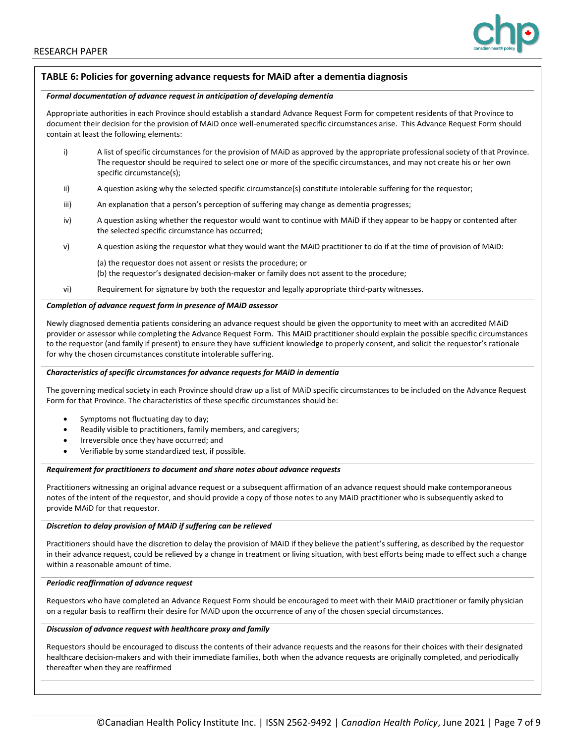**TABLE 6: Policies for governing advance requests for MAiD after a dementia diagnosis**

***Formal documentation of advance request in anticipation of developing dementia***

Appropriate authorities in each Province should establish a standard Advance Request Form for competent residents of that Province to document their decision for the provision of MAiD once well-enumerated specific circumstances arise. This Advance Request Form should contain at least the following elements:

i) A list of specific circumstances for the provision of MAiD as approved by the appropriate professional society of that Province. The requestor should be required to select one or more of the specific circumstances, and may not create his or her own specific circumstance(s);

ii) A question asking why the selected specific circumstance(s) constitute intolerable suffering for the requestor;

iii) An explanation that a person's perception of suffering may change as dementia progresses;

iv) A question asking whether the requestor would want to continue with MAiD if they appear to be happy or contented after the selected specific circumstance has occurred;

v) A question asking the requestor what they would want the MAiD practitioner to do if at the time of provision of MAiD:

(a) the requestor does not assent or resists the procedure; or
(b) the requestor's designated decision-maker or family does not assent to the procedure;

vi) Requirement for signature by both the requestor and legally appropriate third-party witnesses.

***Completion of advance request form in presence of MAiD assessor***

Newly diagnosed dementia patients considering an advance request should be given the opportunity to meet with an accredited MAiD provider or assessor while completing the Advance Request Form. This MAiD practitioner should explain the possible specific circumstances to the requestor (and family if present) to ensure they have sufficient knowledge to properly consent, and solicit the requestor's rationale for why the chosen circumstances constitute intolerable suffering.

***Characteristics of specific circumstances for advance requests for MAiD in dementia***

The governing medical society in each Province should draw up a list of MAiD specific circumstances to be included on the Advance Request Form for that Province. The characteristics of these specific circumstances should be:

- Symptoms not fluctuating day to day;
- Readily visible to practitioners, family members, and caregivers;
- Irreversible once they have occurred; and
- Verifiable by some standardized test, if possible.

***Requirement for practitioners to document and share notes about advance requests***

Practitioners witnessing an original advance request or a subsequent affirmation of an advance request should make contemporaneous notes of the intent of the requestor, and should provide a copy of those notes to any MAiD practitioner who is subsequently asked to provide MAiD for that requestor.

***Discretion to delay provision of MAiD if suffering can be relieved***

Practitioners should have the discretion to delay the provision of MAiD if they believe the patient's suffering, as described by the requestor in their advance request, could be relieved by a change in treatment or living situation, with best efforts being made to effect such a change within a reasonable amount of time.

***Periodic reaffirmation of advance request***

Requestors who have completed an Advance Request Form should be encouraged to meet with their MAiD practitioner or family physician on a regular basis to reaffirm their desire for MAiD upon the occurrence of any of the chosen special circumstances.

***Discussion of advance request with healthcare proxy and family***

Requestors should be encouraged to discuss the contents of their advance requests and the reasons for their choices with their designated healthcare decision-makers and with their immediate families, both when the advance requests are originally completed, and periodically thereafter when they are reaffirmed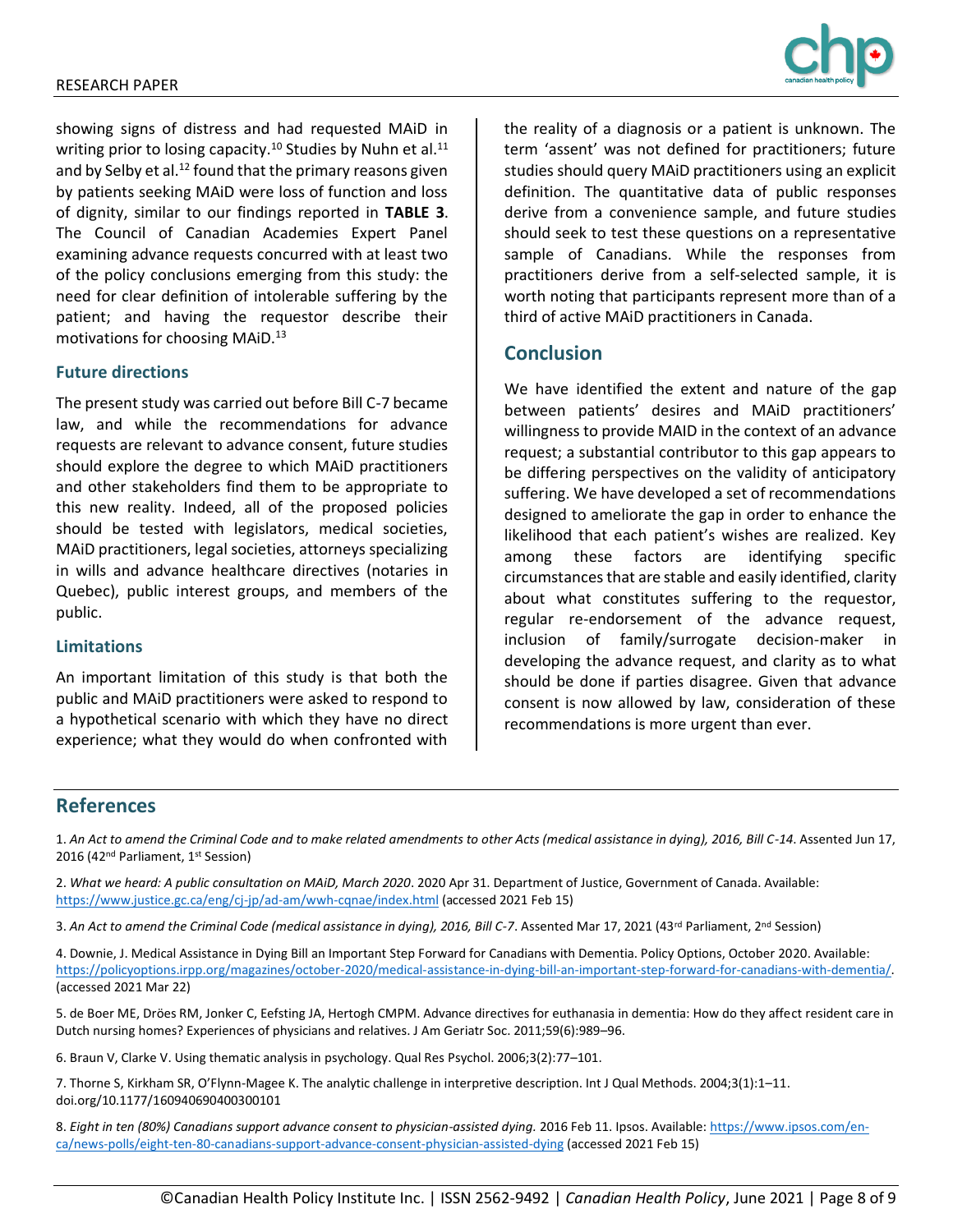showing signs of distress and had requested MAiD in writing prior to losing capacity.[10] Studies by Nuhn et al.[11] and by Selby et al.[12] found that the primary reasons given by patients seeking MAiD were loss of function and loss of dignity, similar to our findings reported in **TABLE 3**. The Council of Canadian Academies Expert Panel examining advance requests concurred with at least two of the policy conclusions emerging from this study: the need for clear definition of intolerable suffering by the patient; and having the requestor describe their motivations for choosing MAiD.[13]

### Future directions

The present study was carried out before Bill C-7 became law, and while the recommendations for advance requests are relevant to advance consent, future studies should explore the degree to which MAiD practitioners and other stakeholders find them to be appropriate to this new reality. Indeed, all of the proposed policies should be tested with legislators, medical societies, MAiD practitioners, legal societies, attorneys specializing in wills and advance healthcare directives (notaries in Quebec), public interest groups, and members of the public.

### Limitations

An important limitation of this study is that both the public and MAiD practitioners were asked to respond to a hypothetical scenario with which they have no direct experience; what they would do when confronted with the reality of a diagnosis or a patient is unknown. The term 'assent' was not defined for practitioners; future studies should query MAiD practitioners using an explicit definition. The quantitative data of public responses derive from a convenience sample, and future studies should seek to test these questions on a representative sample of Canadians. While the responses from practitioners derive from a self-selected sample, it is worth noting that participants represent more than of a third of active MAiD practitioners in Canada.

## Conclusion

We have identified the extent and nature of the gap between patients' desires and MAiD practitioners' willingness to provide MAID in the context of an advance request; a substantial contributor to this gap appears to be differing perspectives on the validity of anticipatory suffering. We have developed a set of recommendations designed to ameliorate the gap in order to enhance the likelihood that each patient's wishes are realized. Key among these factors are identifying specific circumstances that are stable and easily identified, clarity about what constitutes suffering to the requestor, regular re-endorsement of the advance request, inclusion of family/surrogate decision-maker in developing the advance request, and clarity as to what should be done if parties disagree. Given that advance consent is now allowed by law, consideration of these recommendations is more urgent than ever.

## References

1. *An Act to amend the Criminal Code and to make related amendments to other Acts (medical assistance in dying), 2016, Bill C-14*. Assented Jun 17, 2016 (42nd Parliament, 1st Session)

2. *What we heard: A public consultation on MAiD, March 2020*. 2020 Apr 31. Department of Justice, Government of Canada. Available: https://www.justice.gc.ca/eng/cj-jp/ad-am/wwh-cqnae/index.html (accessed 2021 Feb 15)

3. *An Act to amend the Criminal Code (medical assistance in dying), 2016, Bill C-7*. Assented Mar 17, 2021 (43rd Parliament, 2nd Session)

4. Downie, J. Medical Assistance in Dying Bill an Important Step Forward for Canadians with Dementia. Policy Options, October 2020. Available: https://policyoptions.irpp.org/magazines/october-2020/medical-assistance-in-dying-bill-an-important-step-forward-for-canadians-with-dementia/. (accessed 2021 Mar 22)

5. de Boer ME, Dröes RM, Jonker C, Eefsting JA, Hertogh CMPM. Advance directives for euthanasia in dementia: How do they affect resident care in Dutch nursing homes? Experiences of physicians and relatives. J Am Geriatr Soc. 2011;59(6):989–96.

6. Braun V, Clarke V. Using thematic analysis in psychology. Qual Res Psychol. 2006;3(2):77–101.

7. Thorne S, Kirkham SR, O'Flynn-Magee K. The analytic challenge in interpretive description. Int J Qual Methods. 2004;3(1):1–11. doi.org/10.1177/160940690400300101

8. *Eight in ten (80%) Canadians support advance consent to physician-assisted dying.* 2016 Feb 11. Ipsos. Available: https://www.ipsos.com/en-ca/news-polls/eight-ten-80-canadians-support-advance-consent-physician-assisted-dying (accessed 2021 Feb 15)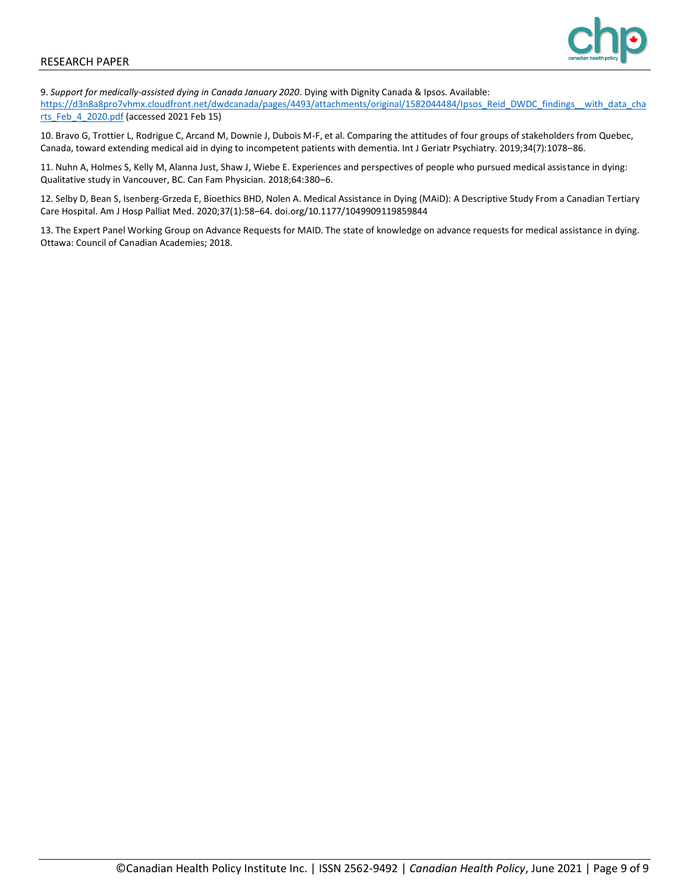9. *Support for medically-assisted dying in Canada January 2020*. Dying with Dignity Canada & Ipsos. Available: https://d3n8a8pro7vhmx.cloudfront.net/dwdcanada/pages/4493/attachments/original/1582044484/Ipsos_Reid_DWDC_findings__with_data_charts_Feb_4_2020.pdf (accessed 2021 Feb 15)

10. Bravo G, Trottier L, Rodrigue C, Arcand M, Downie J, Dubois M-F, et al. Comparing the attitudes of four groups of stakeholders from Quebec, Canada, toward extending medical aid in dying to incompetent patients with dementia. Int J Geriatr Psychiatry. 2019;34(7):1078–86.

11. Nuhn A, Holmes S, Kelly M, Alanna Just, Shaw J, Wiebe E. Experiences and perspectives of people who pursued medical assistance in dying: Qualitative study in Vancouver, BC. Can Fam Physician. 2018;64:380–6.

12. Selby D, Bean S, Isenberg-Grzeda E, Bioethics BHD, Nolen A. Medical Assistance in Dying (MAiD): A Descriptive Study From a Canadian Tertiary Care Hospital. Am J Hosp Palliat Med. 2020;37(1):58–64. doi.org/10.1177/1049909119859844

13. The Expert Panel Working Group on Advance Requests for MAID. The state of knowledge on advance requests for medical assistance in dying. Ottawa: Council of Canadian Academies; 2018.